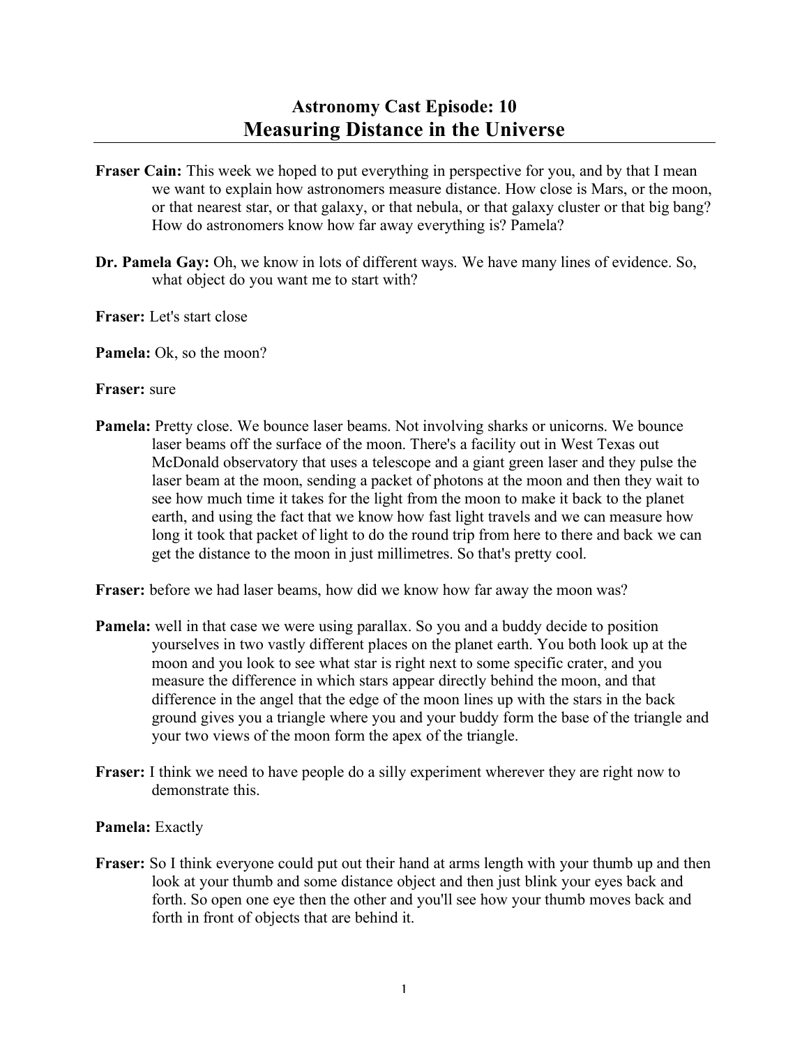# Astronomy Cast Episode: 10
## Measuring Distance in the Universe

**Fraser Cain:** This week we hoped to put everything in perspective for you, and by that I mean we want to explain how astronomers measure distance. How close is Mars, or the moon, or that nearest star, or that galaxy, or that nebula, or that galaxy cluster or that big bang? How do astronomers know how far away everything is? Pamela?

**Dr. Pamela Gay:** Oh, we know in lots of different ways. We have many lines of evidence. So, what object do you want me to start with?

**Fraser:** Let's start close

**Pamela:** Ok, so the moon?

**Fraser:** sure

**Pamela:** Pretty close. We bounce laser beams. Not involving sharks or unicorns. We bounce laser beams off the surface of the moon. There's a facility out in West Texas out McDonald observatory that uses a telescope and a giant green laser and they pulse the laser beam at the moon, sending a packet of photons at the moon and then they wait to see how much time it takes for the light from the moon to make it back to the planet earth, and using the fact that we know how fast light travels and we can measure how long it took that packet of light to do the round trip from here to there and back we can get the distance to the moon in just millimetres. So that's pretty cool.

**Fraser:** before we had laser beams, how did we know how far away the moon was?

**Pamela:** well in that case we were using parallax. So you and a buddy decide to position yourselves in two vastly different places on the planet earth. You both look up at the moon and you look to see what star is right next to some specific crater, and you measure the difference in which stars appear directly behind the moon, and that difference in the angel that the edge of the moon lines up with the stars in the back ground gives you a triangle where you and your buddy form the base of the triangle and your two views of the moon form the apex of the triangle.

**Fraser:** I think we need to have people do a silly experiment wherever they are right now to demonstrate this.

**Pamela:** Exactly

**Fraser:** So I think everyone could put out their hand at arms length with your thumb up and then look at your thumb and some distance object and then just blink your eyes back and forth. So open one eye then the other and you'll see how your thumb moves back and forth in front of objects that are behind it.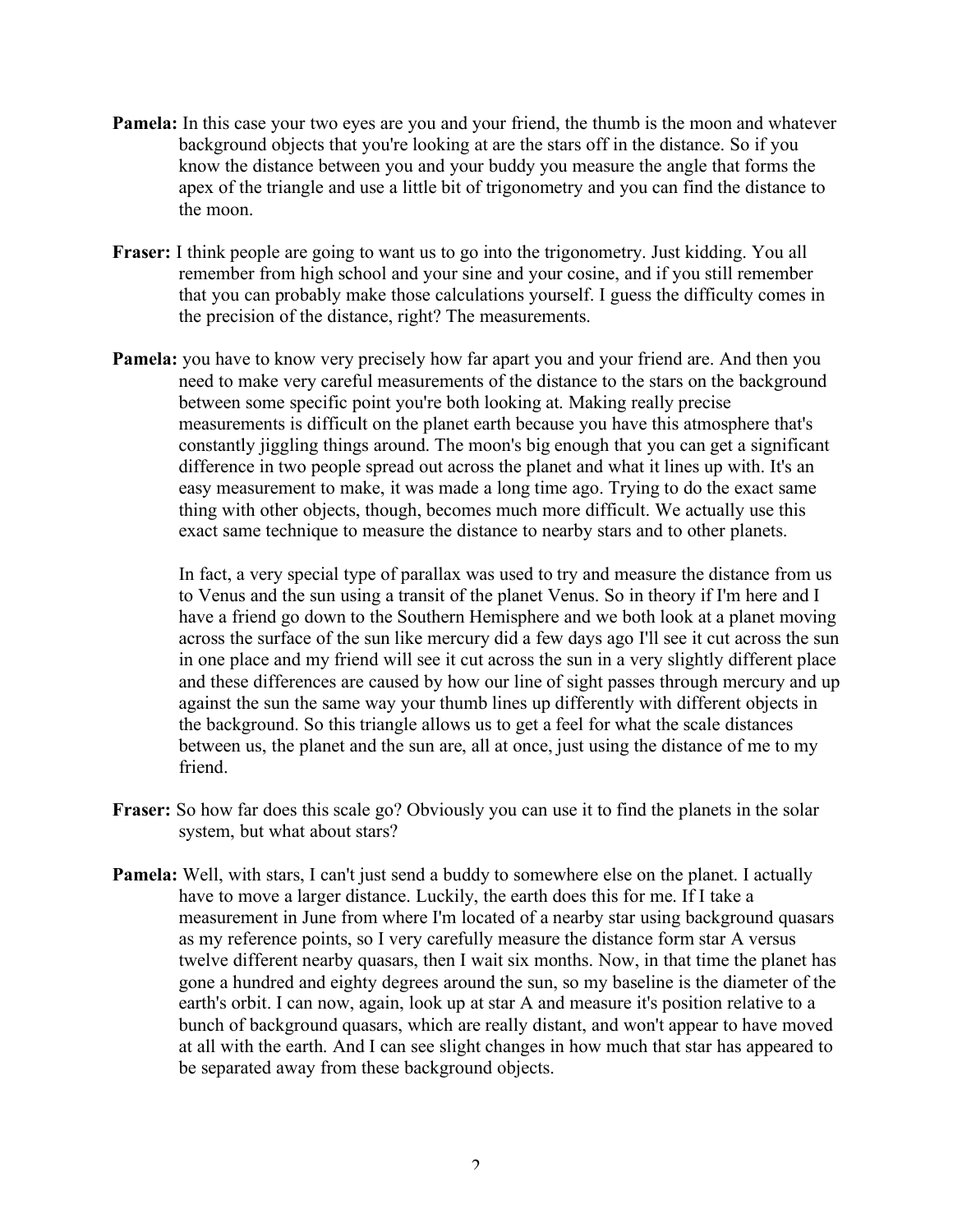**Pamela:** In this case your two eyes are you and your friend, the thumb is the moon and whatever background objects that you're looking at are the stars off in the distance. So if you know the distance between you and your buddy you measure the angle that forms the apex of the triangle and use a little bit of trigonometry and you can find the distance to the moon.

**Fraser:** I think people are going to want us to go into the trigonometry. Just kidding. You all remember from high school and your sine and your cosine, and if you still remember that you can probably make those calculations yourself. I guess the difficulty comes in the precision of the distance, right? The measurements.

**Pamela:** you have to know very precisely how far apart you and your friend are. And then you need to make very careful measurements of the distance to the stars on the background between some specific point you're both looking at. Making really precise measurements is difficult on the planet earth because you have this atmosphere that's constantly jiggling things around. The moon's big enough that you can get a significant difference in two people spread out across the planet and what it lines up with. It's an easy measurement to make, it was made a long time ago. Trying to do the exact same thing with other objects, though, becomes much more difficult. We actually use this exact same technique to measure the distance to nearby stars and to other planets.

In fact, a very special type of parallax was used to try and measure the distance from us to Venus and the sun using a transit of the planet Venus. So in theory if I'm here and I have a friend go down to the Southern Hemisphere and we both look at a planet moving across the surface of the sun like mercury did a few days ago I'll see it cut across the sun in one place and my friend will see it cut across the sun in a very slightly different place and these differences are caused by how our line of sight passes through mercury and up against the sun the same way your thumb lines up differently with different objects in the background. So this triangle allows us to get a feel for what the scale distances between us, the planet and the sun are, all at once, just using the distance of me to my friend.

**Fraser:** So how far does this scale go? Obviously you can use it to find the planets in the solar system, but what about stars?

**Pamela:** Well, with stars, I can't just send a buddy to somewhere else on the planet. I actually have to move a larger distance. Luckily, the earth does this for me. If I take a measurement in June from where I'm located of a nearby star using background quasars as my reference points, so I very carefully measure the distance form star A versus twelve different nearby quasars, then I wait six months. Now, in that time the planet has gone a hundred and eighty degrees around the sun, so my baseline is the diameter of the earth's orbit. I can now, again, look up at star A and measure it's position relative to a bunch of background quasars, which are really distant, and won't appear to have moved at all with the earth. And I can see slight changes in how much that star has appeared to be separated away from these background objects.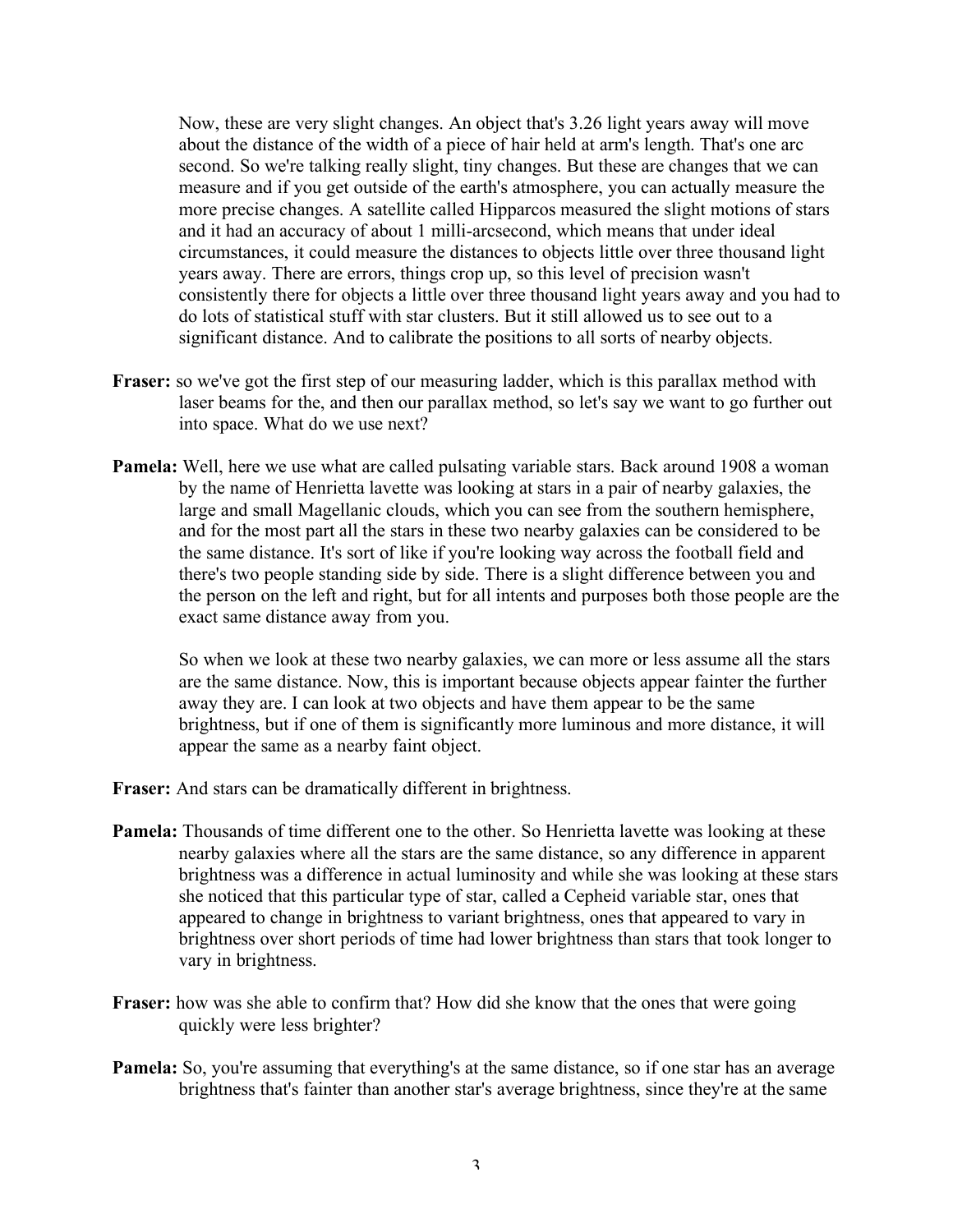Now, these are very slight changes. An object that's 3.26 light years away will move about the distance of the width of a piece of hair held at arm's length. That's one arc second. So we're talking really slight, tiny changes. But these are changes that we can measure and if you get outside of the earth's atmosphere, you can actually measure the more precise changes. A satellite called Hipparcos measured the slight motions of stars and it had an accuracy of about 1 milli-arcsecond, which means that under ideal circumstances, it could measure the distances to objects little over three thousand light years away. There are errors, things crop up, so this level of precision wasn't consistently there for objects a little over three thousand light years away and you had to do lots of statistical stuff with star clusters. But it still allowed us to see out to a significant distance. And to calibrate the positions to all sorts of nearby objects.

**Fraser:** so we've got the first step of our measuring ladder, which is this parallax method with laser beams for the, and then our parallax method, so let's say we want to go further out into space. What do we use next?

**Pamela:** Well, here we use what are called pulsating variable stars. Back around 1908 a woman by the name of Henrietta lavette was looking at stars in a pair of nearby galaxies, the large and small Magellanic clouds, which you can see from the southern hemisphere, and for the most part all the stars in these two nearby galaxies can be considered to be the same distance. It's sort of like if you're looking way across the football field and there's two people standing side by side. There is a slight difference between you and the person on the left and right, but for all intents and purposes both those people are the exact same distance away from you.

So when we look at these two nearby galaxies, we can more or less assume all the stars are the same distance. Now, this is important because objects appear fainter the further away they are. I can look at two objects and have them appear to be the same brightness, but if one of them is significantly more luminous and more distance, it will appear the same as a nearby faint object.

**Fraser:** And stars can be dramatically different in brightness.

**Pamela:** Thousands of time different one to the other. So Henrietta lavette was looking at these nearby galaxies where all the stars are the same distance, so any difference in apparent brightness was a difference in actual luminosity and while she was looking at these stars she noticed that this particular type of star, called a Cepheid variable star, ones that appeared to change in brightness to variant brightness, ones that appeared to vary in brightness over short periods of time had lower brightness than stars that took longer to vary in brightness.

**Fraser:** how was she able to confirm that? How did she know that the ones that were going quickly were less brighter?

**Pamela:** So, you're assuming that everything's at the same distance, so if one star has an average brightness that's fainter than another star's average brightness, since they're at the same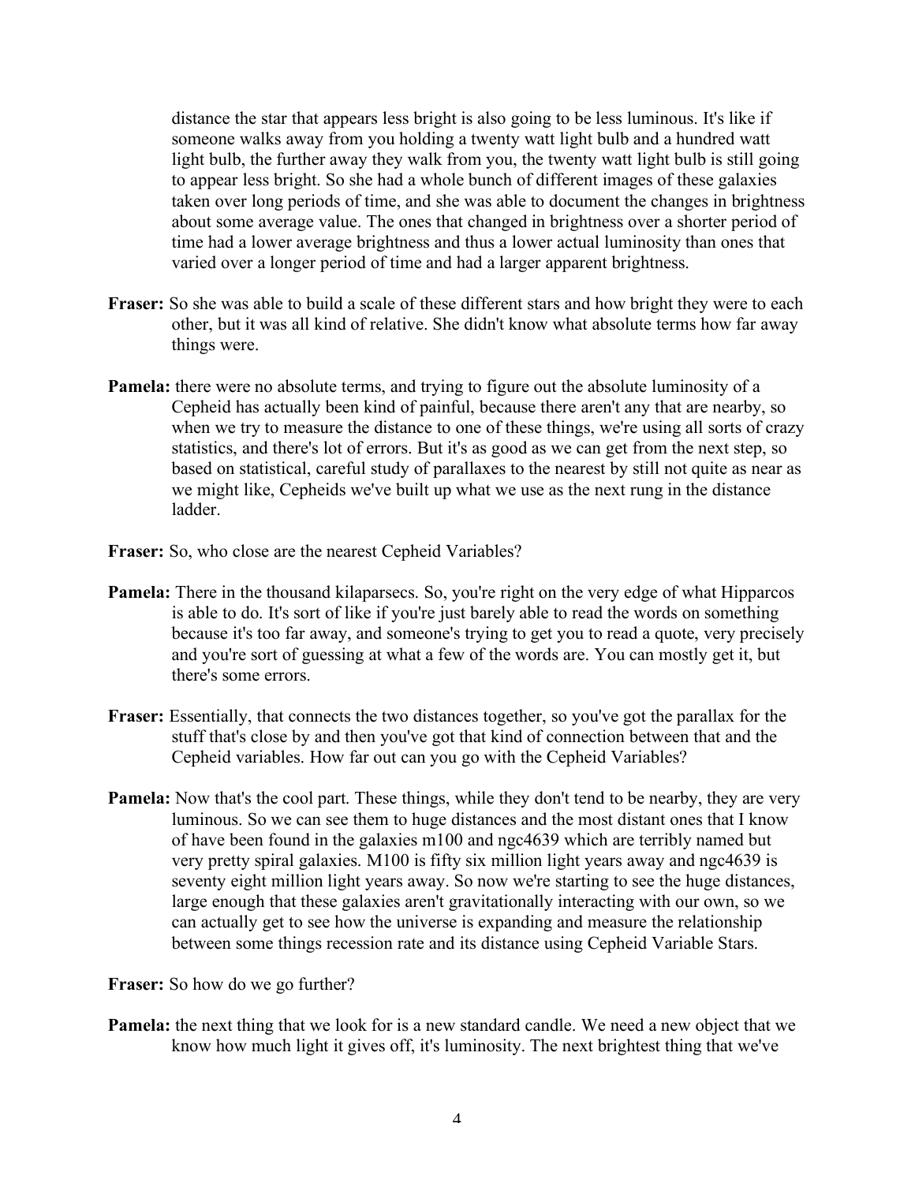distance the star that appears less bright is also going to be less luminous. It's like if someone walks away from you holding a twenty watt light bulb and a hundred watt light bulb, the further away they walk from you, the twenty watt light bulb is still going to appear less bright. So she had a whole bunch of different images of these galaxies taken over long periods of time, and she was able to document the changes in brightness about some average value. The ones that changed in brightness over a shorter period of time had a lower average brightness and thus a lower actual luminosity than ones that varied over a longer period of time and had a larger apparent brightness.

**Fraser:** So she was able to build a scale of these different stars and how bright they were to each other, but it was all kind of relative. She didn't know what absolute terms how far away things were.

**Pamela:** there were no absolute terms, and trying to figure out the absolute luminosity of a Cepheid has actually been kind of painful, because there aren't any that are nearby, so when we try to measure the distance to one of these things, we're using all sorts of crazy statistics, and there's lot of errors. But it's as good as we can get from the next step, so based on statistical, careful study of parallaxes to the nearest by still not quite as near as we might like, Cepheids we've built up what we use as the next rung in the distance ladder.

**Fraser:** So, who close are the nearest Cepheid Variables?

**Pamela:** There in the thousand kilaparsecs. So, you're right on the very edge of what Hipparcos is able to do. It's sort of like if you're just barely able to read the words on something because it's too far away, and someone's trying to get you to read a quote, very precisely and you're sort of guessing at what a few of the words are. You can mostly get it, but there's some errors.

**Fraser:** Essentially, that connects the two distances together, so you've got the parallax for the stuff that's close by and then you've got that kind of connection between that and the Cepheid variables. How far out can you go with the Cepheid Variables?

**Pamela:** Now that's the cool part. These things, while they don't tend to be nearby, they are very luminous. So we can see them to huge distances and the most distant ones that I know of have been found in the galaxies m100 and ngc4639 which are terribly named but very pretty spiral galaxies. M100 is fifty six million light years away and ngc4639 is seventy eight million light years away. So now we're starting to see the huge distances, large enough that these galaxies aren't gravitationally interacting with our own, so we can actually get to see how the universe is expanding and measure the relationship between some things recession rate and its distance using Cepheid Variable Stars.

**Fraser:** So how do we go further?

**Pamela:** the next thing that we look for is a new standard candle. We need a new object that we know how much light it gives off, it's luminosity. The next brightest thing that we've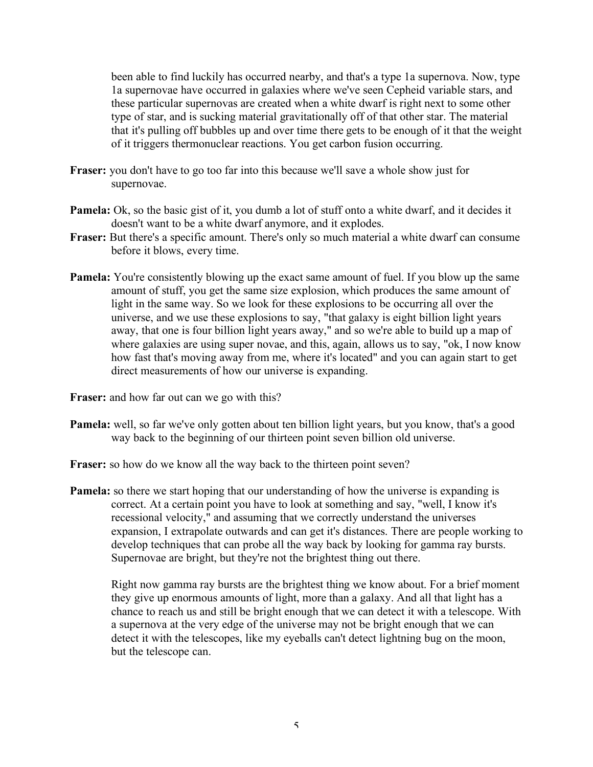been able to find luckily has occurred nearby, and that's a type 1a supernova. Now, type 1a supernovae have occurred in galaxies where we've seen Cepheid variable stars, and these particular supernovas are created when a white dwarf is right next to some other type of star, and is sucking material gravitationally off of that other star. The material that it's pulling off bubbles up and over time there gets to be enough of it that the weight of it triggers thermonuclear reactions. You get carbon fusion occurring.

**Fraser:** you don't have to go too far into this because we'll save a whole show just for supernovae.

**Pamela:** Ok, so the basic gist of it, you dumb a lot of stuff onto a white dwarf, and it decides it doesn't want to be a white dwarf anymore, and it explodes.

**Fraser:** But there's a specific amount. There's only so much material a white dwarf can consume before it blows, every time.

**Pamela:** You're consistently blowing up the exact same amount of fuel. If you blow up the same amount of stuff, you get the same size explosion, which produces the same amount of light in the same way. So we look for these explosions to be occurring all over the universe, and we use these explosions to say, "that galaxy is eight billion light years away, that one is four billion light years away," and so we're able to build up a map of where galaxies are using super novae, and this, again, allows us to say, "ok, I now know how fast that's moving away from me, where it's located" and you can again start to get direct measurements of how our universe is expanding.

**Fraser:** and how far out can we go with this?

**Pamela:** well, so far we've only gotten about ten billion light years, but you know, that's a good way back to the beginning of our thirteen point seven billion old universe.

**Fraser:** so how do we know all the way back to the thirteen point seven?

**Pamela:** so there we start hoping that our understanding of how the universe is expanding is correct. At a certain point you have to look at something and say, "well, I know it's recessional velocity," and assuming that we correctly understand the universes expansion, I extrapolate outwards and can get it's distances. There are people working to develop techniques that can probe all the way back by looking for gamma ray bursts. Supernovae are bright, but they're not the brightest thing out there.

Right now gamma ray bursts are the brightest thing we know about. For a brief moment they give up enormous amounts of light, more than a galaxy. And all that light has a chance to reach us and still be bright enough that we can detect it with a telescope. With a supernova at the very edge of the universe may not be bright enough that we can detect it with the telescopes, like my eyeballs can't detect lightning bug on the moon, but the telescope can.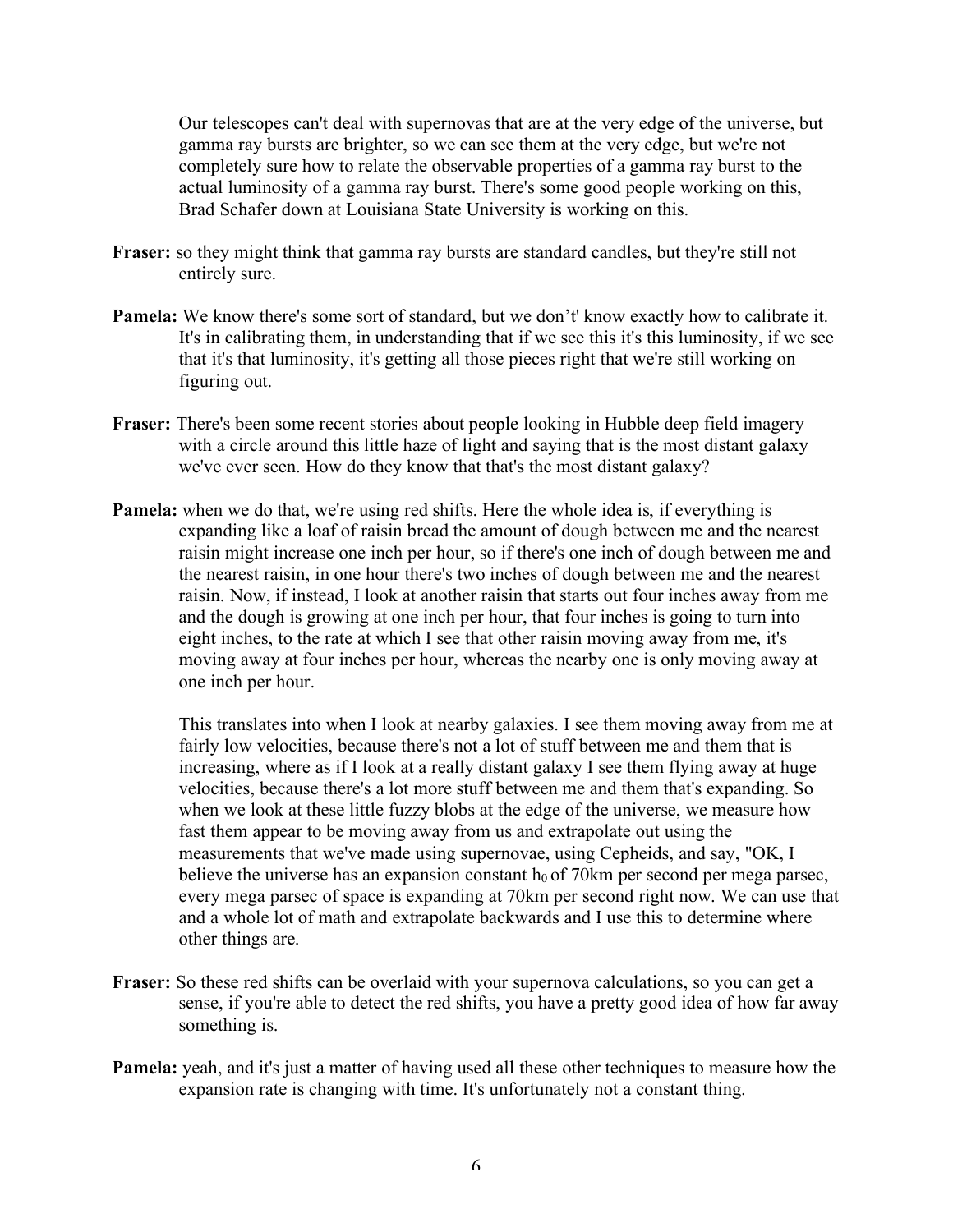Our telescopes can't deal with supernovas that are at the very edge of the universe, but gamma ray bursts are brighter, so we can see them at the very edge, but we're not completely sure how to relate the observable properties of a gamma ray burst to the actual luminosity of a gamma ray burst. There's some good people working on this, Brad Schafer down at Louisiana State University is working on this.

**Fraser:** so they might think that gamma ray bursts are standard candles, but they're still not entirely sure.

**Pamela:** We know there's some sort of standard, but we don't' know exactly how to calibrate it. It's in calibrating them, in understanding that if we see this it's this luminosity, if we see that it's that luminosity, it's getting all those pieces right that we're still working on figuring out.

**Fraser:** There's been some recent stories about people looking in Hubble deep field imagery with a circle around this little haze of light and saying that is the most distant galaxy we've ever seen. How do they know that that's the most distant galaxy?

**Pamela:** when we do that, we're using red shifts. Here the whole idea is, if everything is expanding like a loaf of raisin bread the amount of dough between me and the nearest raisin might increase one inch per hour, so if there's one inch of dough between me and the nearest raisin, in one hour there's two inches of dough between me and the nearest raisin. Now, if instead, I look at another raisin that starts out four inches away from me and the dough is growing at one inch per hour, that four inches is going to turn into eight inches, to the rate at which I see that other raisin moving away from me, it's moving away at four inches per hour, whereas the nearby one is only moving away at one inch per hour.

This translates into when I look at nearby galaxies. I see them moving away from me at fairly low velocities, because there's not a lot of stuff between me and them that is increasing, where as if I look at a really distant galaxy I see them flying away at huge velocities, because there's a lot more stuff between me and them that's expanding. So when we look at these little fuzzy blobs at the edge of the universe, we measure how fast them appear to be moving away from us and extrapolate out using the measurements that we've made using supernovae, using Cepheids, and say, "OK, I believe the universe has an expansion constant $h_0$ of 70km per second per mega parsec, every mega parsec of space is expanding at 70km per second right now. We can use that and a whole lot of math and extrapolate backwards and I use this to determine where other things are.

**Fraser:** So these red shifts can be overlaid with your supernova calculations, so you can get a sense, if you're able to detect the red shifts, you have a pretty good idea of how far away something is.

**Pamela:** yeah, and it's just a matter of having used all these other techniques to measure how the expansion rate is changing with time. It's unfortunately not a constant thing.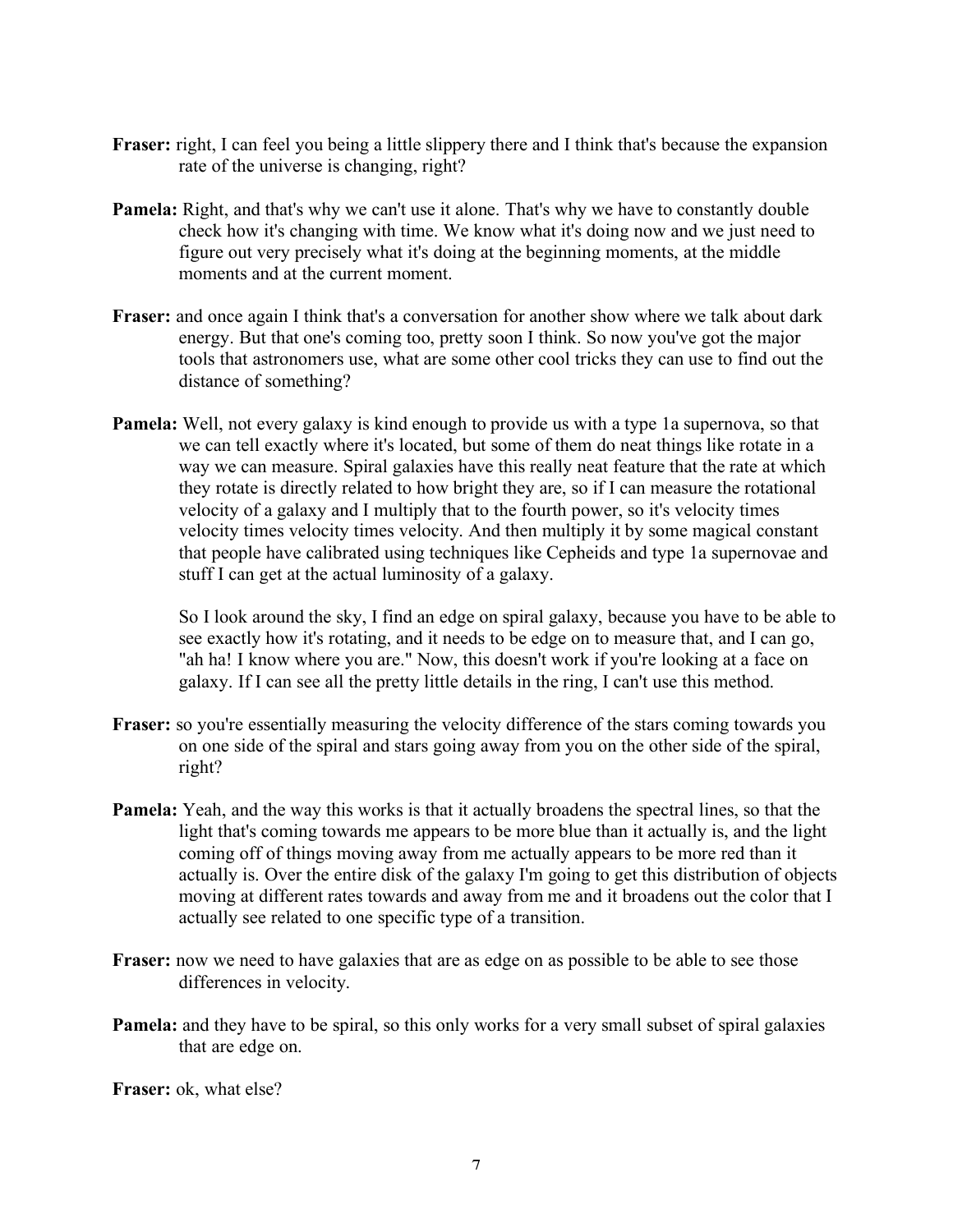**Fraser:** right, I can feel you being a little slippery there and I think that's because the expansion rate of the universe is changing, right?

**Pamela:** Right, and that's why we can't use it alone. That's why we have to constantly double check how it's changing with time. We know what it's doing now and we just need to figure out very precisely what it's doing at the beginning moments, at the middle moments and at the current moment.

**Fraser:** and once again I think that's a conversation for another show where we talk about dark energy. But that one's coming too, pretty soon I think. So now you've got the major tools that astronomers use, what are some other cool tricks they can use to find out the distance of something?

**Pamela:** Well, not every galaxy is kind enough to provide us with a type 1a supernova, so that we can tell exactly where it's located, but some of them do neat things like rotate in a way we can measure. Spiral galaxies have this really neat feature that the rate at which they rotate is directly related to how bright they are, so if I can measure the rotational velocity of a galaxy and I multiply that to the fourth power, so it's velocity times velocity times velocity times velocity. And then multiply it by some magical constant that people have calibrated using techniques like Cepheids and type 1a supernovae and stuff I can get at the actual luminosity of a galaxy.

So I look around the sky, I find an edge on spiral galaxy, because you have to be able to see exactly how it's rotating, and it needs to be edge on to measure that, and I can go, "ah ha! I know where you are." Now, this doesn't work if you're looking at a face on galaxy. If I can see all the pretty little details in the ring, I can't use this method.

**Fraser:** so you're essentially measuring the velocity difference of the stars coming towards you on one side of the spiral and stars going away from you on the other side of the spiral, right?

**Pamela:** Yeah, and the way this works is that it actually broadens the spectral lines, so that the light that's coming towards me appears to be more blue than it actually is, and the light coming off of things moving away from me actually appears to be more red than it actually is. Over the entire disk of the galaxy I'm going to get this distribution of objects moving at different rates towards and away from me and it broadens out the color that I actually see related to one specific type of a transition.

**Fraser:** now we need to have galaxies that are as edge on as possible to be able to see those differences in velocity.

**Pamela:** and they have to be spiral, so this only works for a very small subset of spiral galaxies that are edge on.

**Fraser:** ok, what else?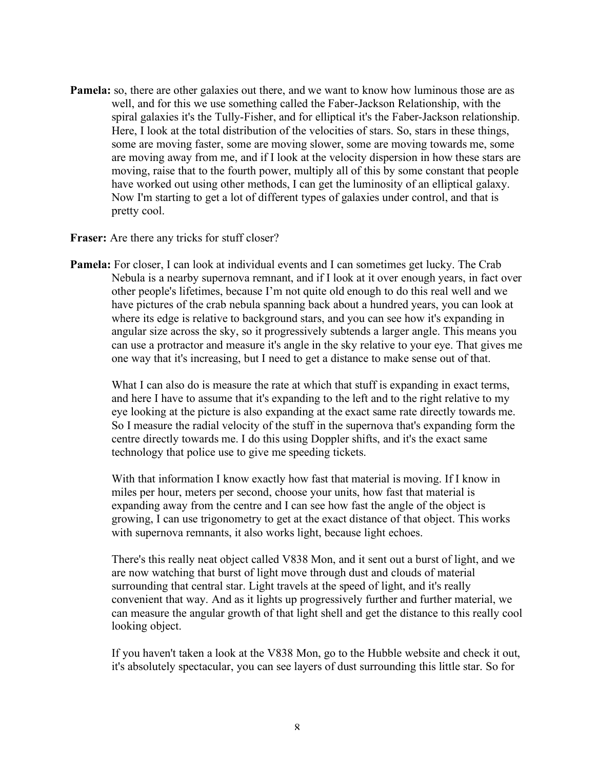**Pamela:** so, there are other galaxies out there, and we want to know how luminous those are as well, and for this we use something called the Faber-Jackson Relationship, with the spiral galaxies it's the Tully-Fisher, and for elliptical it's the Faber-Jackson relationship. Here, I look at the total distribution of the velocities of stars. So, stars in these things, some are moving faster, some are moving slower, some are moving towards me, some are moving away from me, and if I look at the velocity dispersion in how these stars are moving, raise that to the fourth power, multiply all of this by some constant that people have worked out using other methods, I can get the luminosity of an elliptical galaxy. Now I'm starting to get a lot of different types of galaxies under control, and that is pretty cool.

**Fraser:** Are there any tricks for stuff closer?

**Pamela:** For closer, I can look at individual events and I can sometimes get lucky. The Crab Nebula is a nearby supernova remnant, and if I look at it over enough years, in fact over other people's lifetimes, because I'm not quite old enough to do this real well and we have pictures of the crab nebula spanning back about a hundred years, you can look at where its edge is relative to background stars, and you can see how it's expanding in angular size across the sky, so it progressively subtends a larger angle. This means you can use a protractor and measure it's angle in the sky relative to your eye. That gives me one way that it's increasing, but I need to get a distance to make sense out of that.

What I can also do is measure the rate at which that stuff is expanding in exact terms, and here I have to assume that it's expanding to the left and to the right relative to my eye looking at the picture is also expanding at the exact same rate directly towards me. So I measure the radial velocity of the stuff in the supernova that's expanding form the centre directly towards me. I do this using Doppler shifts, and it's the exact same technology that police use to give me speeding tickets.

With that information I know exactly how fast that material is moving. If I know in miles per hour, meters per second, choose your units, how fast that material is expanding away from the centre and I can see how fast the angle of the object is growing, I can use trigonometry to get at the exact distance of that object. This works with supernova remnants, it also works light, because light echoes.

There's this really neat object called V838 Mon, and it sent out a burst of light, and we are now watching that burst of light move through dust and clouds of material surrounding that central star. Light travels at the speed of light, and it's really convenient that way. And as it lights up progressively further and further material, we can measure the angular growth of that light shell and get the distance to this really cool looking object.

If you haven't taken a look at the V838 Mon, go to the Hubble website and check it out, it's absolutely spectacular, you can see layers of dust surrounding this little star. So for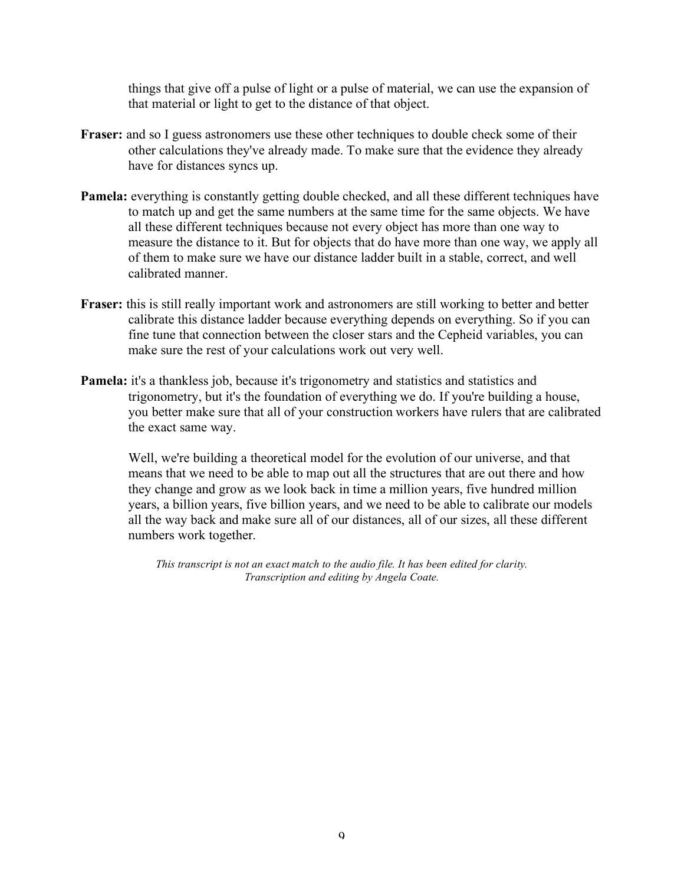things that give off a pulse of light or a pulse of material, we can use the expansion of that material or light to get to the distance of that object.

**Fraser:** and so I guess astronomers use these other techniques to double check some of their other calculations they've already made. To make sure that the evidence they already have for distances syncs up.

**Pamela:** everything is constantly getting double checked, and all these different techniques have to match up and get the same numbers at the same time for the same objects. We have all these different techniques because not every object has more than one way to measure the distance to it. But for objects that do have more than one way, we apply all of them to make sure we have our distance ladder built in a stable, correct, and well calibrated manner.

**Fraser:** this is still really important work and astronomers are still working to better and better calibrate this distance ladder because everything depends on everything. So if you can fine tune that connection between the closer stars and the Cepheid variables, you can make sure the rest of your calculations work out very well.

**Pamela:** it's a thankless job, because it's trigonometry and statistics and statistics and trigonometry, but it's the foundation of everything we do. If you're building a house, you better make sure that all of your construction workers have rulers that are calibrated the exact same way.

Well, we're building a theoretical model for the evolution of our universe, and that means that we need to be able to map out all the structures that are out there and how they change and grow as we look back in time a million years, five hundred million years, a billion years, five billion years, and we need to be able to calibrate our models all the way back and make sure all of our distances, all of our sizes, all these different numbers work together.

*This transcript is not an exact match to the audio file. It has been edited for clarity. Transcription and editing by Angela Coate.*